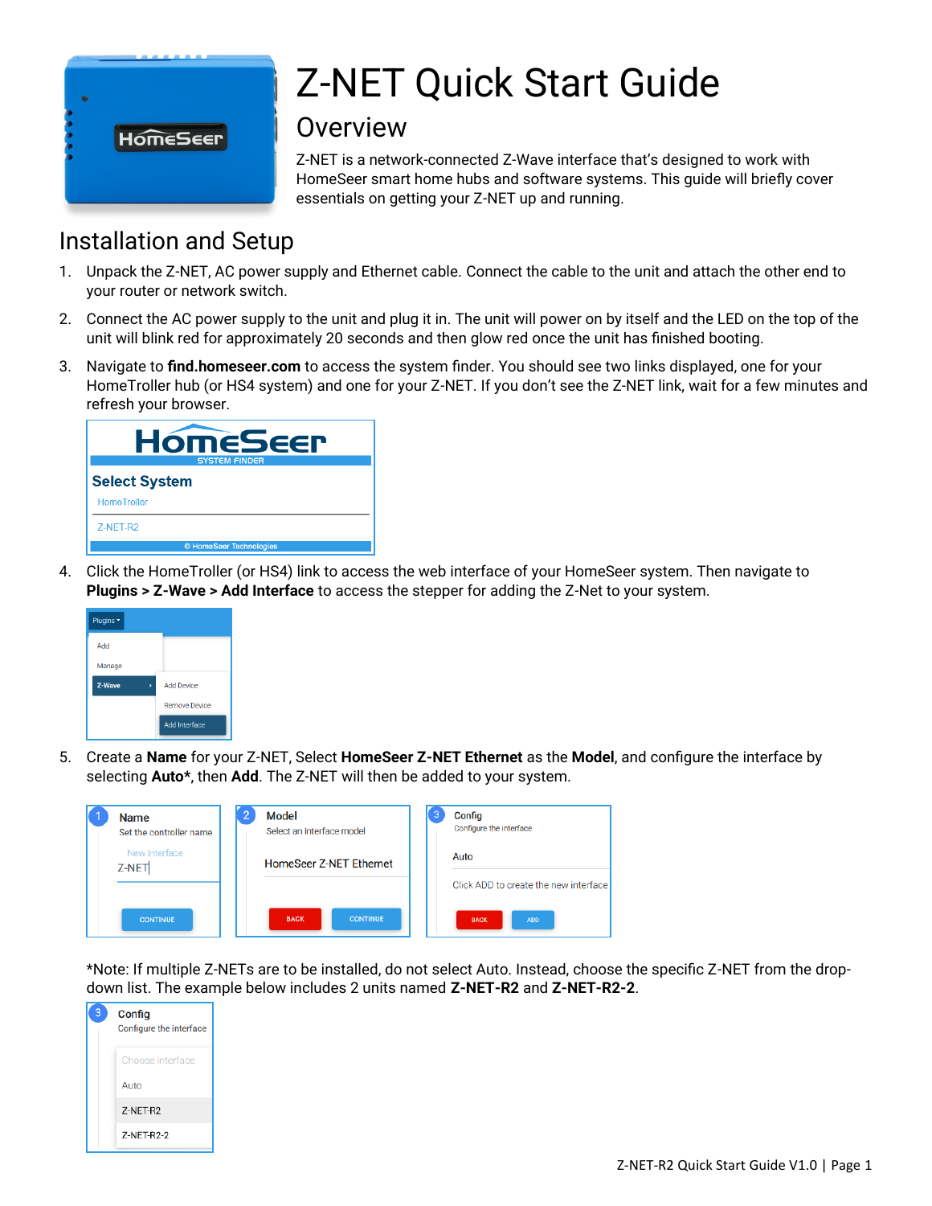# Z-NET Quick Start Guide

## Overview

Z-NET is a network-connected Z-Wave interface that's designed to work with HomeSeer smart home hubs and software systems. This guide will briefly cover essentials on getting your Z-NET up and running.

## Installation and Setup

1. Unpack the Z-NET, AC power supply and Ethernet cable. Connect the cable to the unit and attach the other end to your router or network switch.
2. Connect the AC power supply to the unit and plug it in. The unit will power on by itself and the LED on the top of the unit will blink red for approximately 20 seconds and then glow red once the unit has finished booting.
3. Navigate to **find.homeseer.com** to access the system finder. You should see two links displayed, one for your HomeTroller hub (or HS4 system) and one for your Z-NET. If you don't see the Z-NET link, wait for a few minutes and refresh your browser.
4. Click the HomeTroller (or HS4) link to access the web interface of your HomeSeer system. Then navigate to **Plugins > Z-Wave > Add Interface** to access the stepper for adding the Z-Net to your system.
5. Create a **Name** for your Z-NET, Select **HomeSeer Z-NET Ethernet** as the **Model**, and configure the interface by selecting **Auto***, then **Add**. The Z-NET will then be added to your system.

*Note: If multiple Z-NETs are to be installed, do not select Auto. Instead, choose the specific Z-NET from the drop-down list. The example below includes 2 units named **Z-NET-R2** and **Z-NET-R2-2**.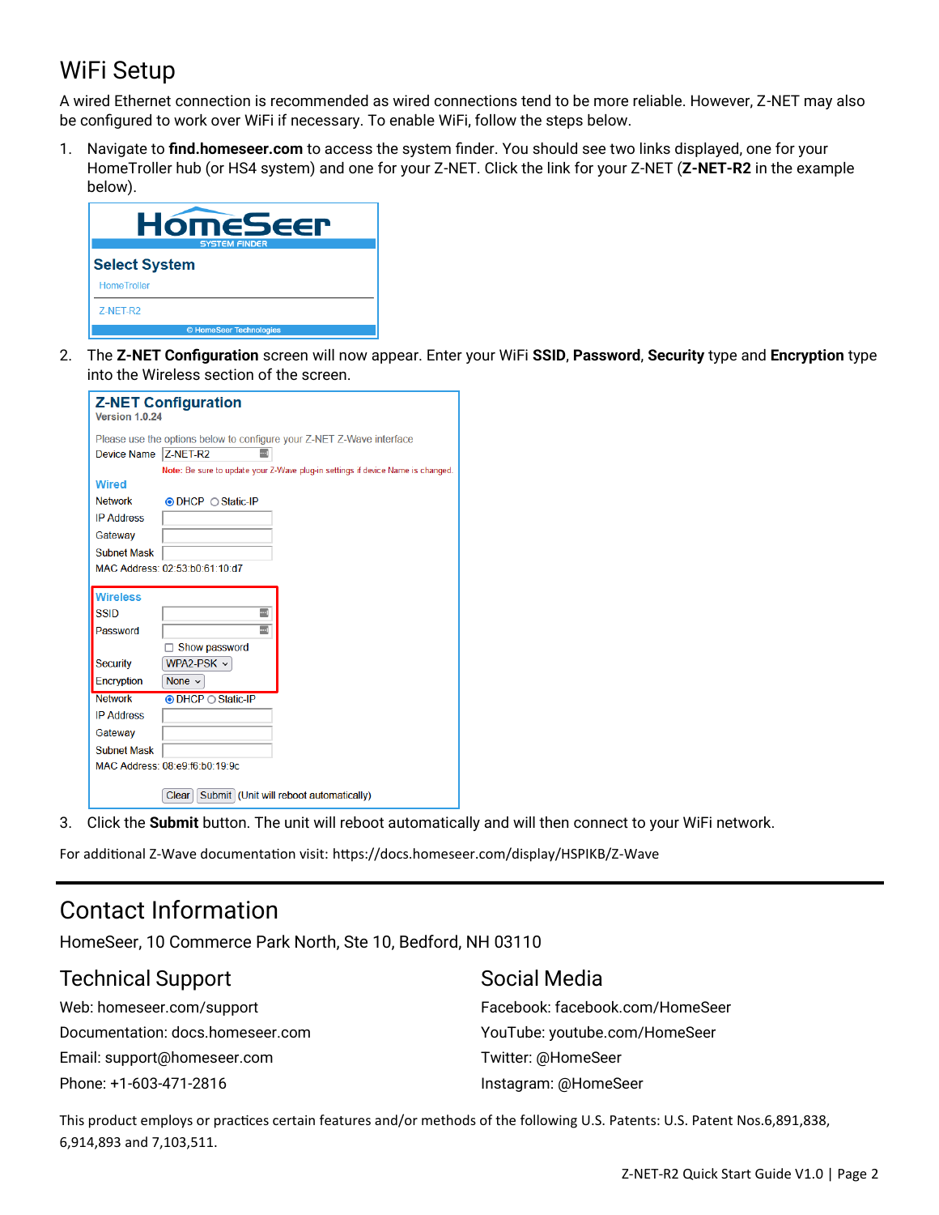# WiFi Setup

A wired Ethernet connection is recommended as wired connections tend to be more reliable. However, Z-NET may also be configured to work over WiFi if necessary. To enable WiFi, follow the steps below.

1. Navigate to **find.homeseer.com** to access the system finder. You should see two links displayed, one for your HomeTroller hub (or HS4 system) and one for your Z-NET. Click the link for your Z-NET (**Z-NET-R2** in the example below).

2. The **Z-NET Configuration** screen will now appear. Enter your WiFi **SSID**, **Password**, **Security** type and **Encryption** type into the Wireless section of the screen.

3. Click the **Submit** button. The unit will reboot automatically and will then connect to your WiFi network.

For additional Z-Wave documentation visit: https://docs.homeseer.com/display/HSPIKB/Z-Wave

# Contact Information

HomeSeer, 10 Commerce Park North, Ste 10, Bedford, NH 03110

## Technical Support

Web: homeseer.com/support

Documentation: docs.homeseer.com

Email: support@homeseer.com

Phone: +1-603-471-2816

## Social Media

Facebook: facebook.com/HomeSeer

YouTube: youtube.com/HomeSeer

Twitter: @HomeSeer

Instagram: @HomeSeer

This product employs or practices certain features and/or methods of the following U.S. Patents: U.S. Patent Nos.6,891,838, 6,914,893 and 7,103,511.